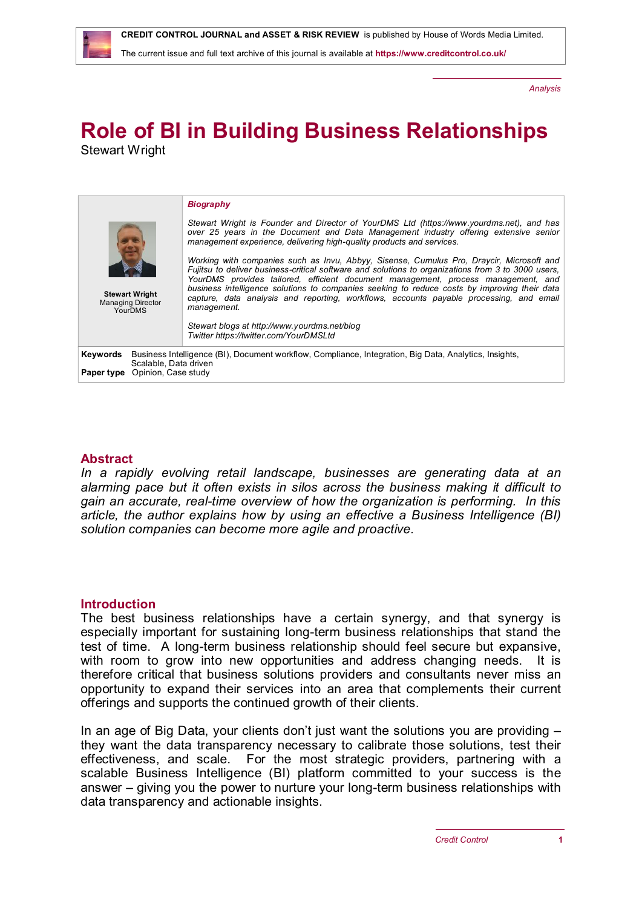CREDIT CONTROL JOURNAL and ASSET & RISK REVIEW is published by House of Words Media Limited.

The current issue and full text archive of this journal is available at https://www.creditcontrol.co.uk/

*Analysis*

# Role of BI in Building Business Relationships

Stewart Wright

**Stewart Wright**
Managing Director
YourDMS

***Biography***

*Stewart Wright is Founder and Director of YourDMS Ltd (https://www.yourdms.net), and has over 25 years in the Document and Data Management industry offering extensive senior management experience, delivering high-quality products and services.*

*Working with companies such as Invu, Abbyy, Sisense, Cumulus Pro, Draycir, Microsoft and Fujitsu to deliver business-critical software and solutions to organizations from 3 to 3000 users, YourDMS provides tailored, efficient document management, process management, and business intelligence solutions to companies seeking to reduce costs by improving their data capture, data analysis and reporting, workflows, accounts payable processing, and email management.*

*Stewart blogs at http://www.yourdms.net/blog*
*Twitter https://twitter.com/YourDMSLtd*

**Keywords** Business Intelligence (BI), Document workflow, Compliance, Integration, Big Data, Analytics, Insights, Scalable, Data driven
**Paper type** Opinion, Case study

## Abstract

*In a rapidly evolving retail landscape, businesses are generating data at an alarming pace but it often exists in silos across the business making it difficult to gain an accurate, real-time overview of how the organization is performing. In this article, the author explains how by using an effective a Business Intelligence (BI) solution companies can become more agile and proactive.*

## Introduction

The best business relationships have a certain synergy, and that synergy is especially important for sustaining long-term business relationships that stand the test of time. A long-term business relationship should feel secure but expansive, with room to grow into new opportunities and address changing needs. It is therefore critical that business solutions providers and consultants never miss an opportunity to expand their services into an area that complements their current offerings and supports the continued growth of their clients.

In an age of Big Data, your clients don't just want the solutions you are providing – they want the data transparency necessary to calibrate those solutions, test their effectiveness, and scale. For the most strategic providers, partnering with a scalable Business Intelligence (BI) platform committed to your success is the answer – giving you the power to nurture your long-term business relationships with data transparency and actionable insights.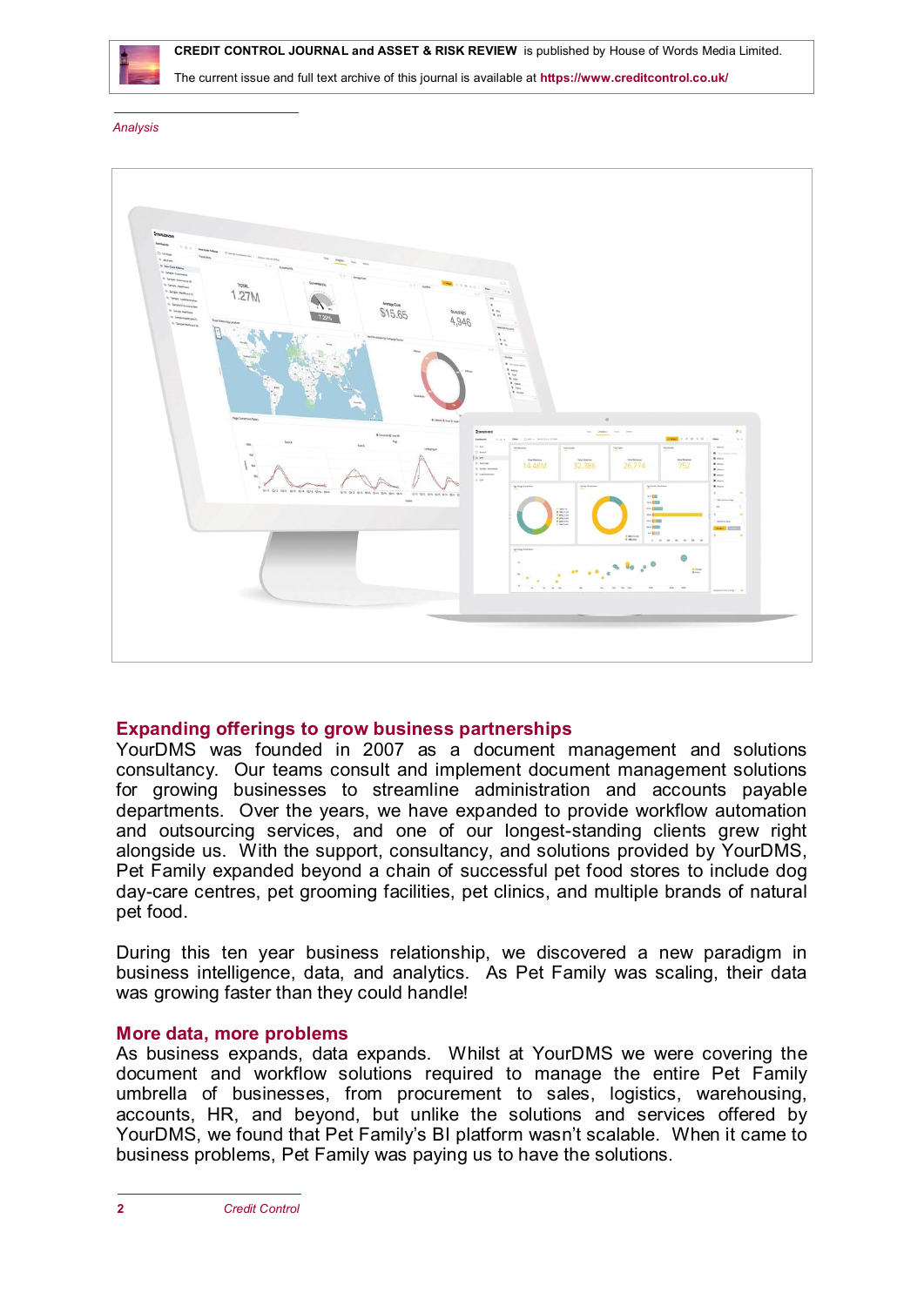*Analysis*

## Expanding offerings to grow business partnerships

YourDMS was founded in 2007 as a document management and solutions consultancy. Our teams consult and implement document management solutions for growing businesses to streamline administration and accounts payable departments. Over the years, we have expanded to provide workflow automation and outsourcing services, and one of our longest-standing clients grew right alongside us. With the support, consultancy, and solutions provided by YourDMS, Pet Family expanded beyond a chain of successful pet food stores to include dog day-care centres, pet grooming facilities, pet clinics, and multiple brands of natural pet food.

During this ten year business relationship, we discovered a new paradigm in business intelligence, data, and analytics. As Pet Family was scaling, their data was growing faster than they could handle!

## More data, more problems

As business expands, data expands. Whilst at YourDMS we were covering the document and workflow solutions required to manage the entire Pet Family umbrella of businesses, from procurement to sales, logistics, warehousing, accounts, HR, and beyond, but unlike the solutions and services offered by YourDMS, we found that Pet Family's BI platform wasn't scalable. When it came to business problems, Pet Family was paying us to have the solutions.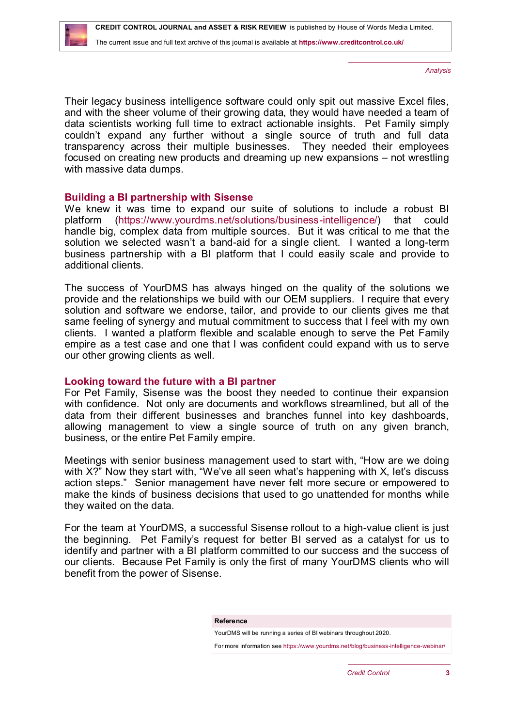Their legacy business intelligence software could only spit out massive Excel files, and with the sheer volume of their growing data, they would have needed a team of data scientists working full time to extract actionable insights. Pet Family simply couldn't expand any further without a single source of truth and full data transparency across their multiple businesses. They needed their employees focused on creating new products and dreaming up new expansions – not wrestling with massive data dumps.

## Building a BI partnership with Sisense

We knew it was time to expand our suite of solutions to include a robust BI platform (https://www.yourdms.net/solutions/business-intelligence/) that could handle big, complex data from multiple sources. But it was critical to me that the solution we selected wasn't a band-aid for a single client. I wanted a long-term business partnership with a BI platform that I could easily scale and provide to additional clients.

The success of YourDMS has always hinged on the quality of the solutions we provide and the relationships we build with our OEM suppliers. I require that every solution and software we endorse, tailor, and provide to our clients gives me that same feeling of synergy and mutual commitment to success that I feel with my own clients. I wanted a platform flexible and scalable enough to serve the Pet Family empire as a test case and one that I was confident could expand with us to serve our other growing clients as well.

## Looking toward the future with a BI partner

For Pet Family, Sisense was the boost they needed to continue their expansion with confidence. Not only are documents and workflows streamlined, but all of the data from their different businesses and branches funnel into key dashboards, allowing management to view a single source of truth on any given branch, business, or the entire Pet Family empire.

Meetings with senior business management used to start with, "How are we doing with X?" Now they start with, "We've all seen what's happening with X, let's discuss action steps." Senior management have never felt more secure or empowered to make the kinds of business decisions that used to go unattended for months while they waited on the data.

For the team at YourDMS, a successful Sisense rollout to a high-value client is just the beginning. Pet Family's request for better BI served as a catalyst for us to identify and partner with a BI platform committed to our success and the success of our clients. Because Pet Family is only the first of many YourDMS clients who will benefit from the power of Sisense.

**Reference**

YourDMS will be running a series of BI webinars throughout 2020.

For more information see https://www.yourdms.net/blog/business-intelligence-webinar/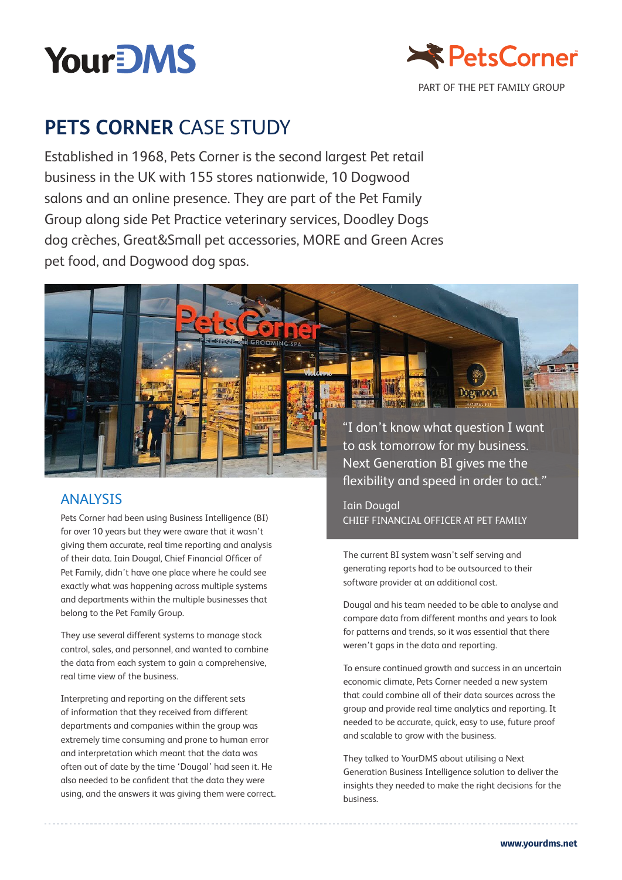YourDMS

PetsCorner
PART OF THE PET FAMILY GROUP

# PETS CORNER CASE STUDY

Established in 1968, Pets Corner is the second largest Pet retail business in the UK with 155 stores nationwide, 10 Dogwood salons and an online presence. They are part of the Pet Family Group along side Pet Practice veterinary services, Doodley Dogs dog crèches, Great&Small pet accessories, MORE and Green Acres pet food, and Dogwood dog spas.

> "I don't know what question I want to ask tomorrow for my business. Next Generation BI gives me the flexibility and speed in order to act."
>
> Iain Dougal
> CHIEF FINANCIAL OFFICER AT PET FAMILY

## ANALYSIS

Pets Corner had been using Business Intelligence (BI) for over 10 years but they were aware that it wasn't giving them accurate, real time reporting and analysis of their data. Iain Dougal, Chief Financial Officer of Pet Family, didn't have one place where he could see exactly what was happening across multiple systems and departments within the multiple businesses that belong to the Pet Family Group.

They use several different systems to manage stock control, sales, and personnel, and wanted to combine the data from each system to gain a comprehensive, real time view of the business.

Interpreting and reporting on the different sets of information that they received from different departments and companies within the group was extremely time consuming and prone to human error and interpretation which meant that the data was often out of date by the time 'Dougal' had seen it. He also needed to be confident that the data they were using, and the answers it was giving them were correct.

The current BI system wasn't self serving and generating reports had to be outsourced to their software provider at an additional cost.

Dougal and his team needed to be able to analyse and compare data from different months and years to look for patterns and trends, so it was essential that there weren't gaps in the data and reporting.

To ensure continued growth and success in an uncertain economic climate, Pets Corner needed a new system that could combine all of their data sources across the group and provide real time analytics and reporting. It needed to be accurate, quick, easy to use, future proof and scalable to grow with the business.

They talked to YourDMS about utilising a Next Generation Business Intelligence solution to deliver the insights they needed to make the right decisions for the business.

www.yourdms.net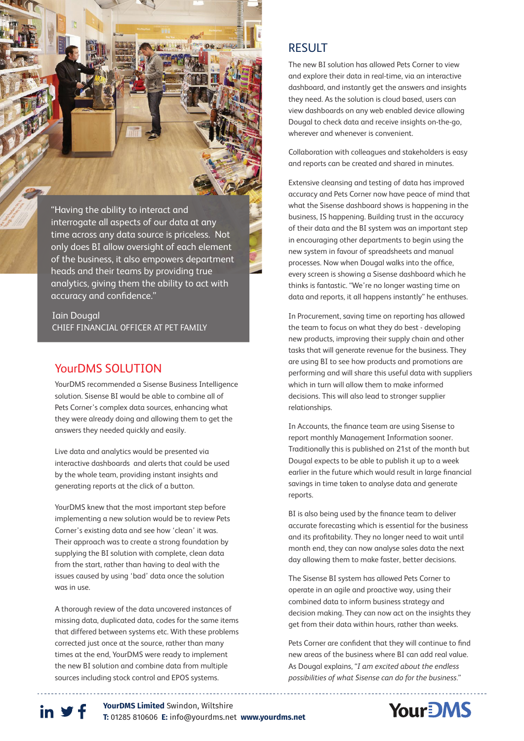> "Having the ability to interact and interrogate all aspects of our data at any time across any data source is priceless. Not only does BI allow oversight of each element of the business, it also empowers department heads and their teams by providing true analytics, giving them the ability to act with accuracy and confidence."
>
> Iain Dougal
> CHIEF FINANCIAL OFFICER AT PET FAMILY

## YourDMS SOLUTION

YourDMS recommended a Sisense Business Intelligence solution. Sisense BI would be able to combine all of Pets Corner's complex data sources, enhancing what they were already doing and allowing them to get the answers they needed quickly and easily.

Live data and analytics would be presented via interactive dashboards and alerts that could be used by the whole team, providing instant insights and generating reports at the click of a button.

YourDMS knew that the most important step before implementing a new solution would be to review Pets Corner's existing data and see how 'clean' it was. Their approach was to create a strong foundation by supplying the BI solution with complete, clean data from the start, rather than having to deal with the issues caused by using 'bad' data once the solution was in use.

A thorough review of the data uncovered instances of missing data, duplicated data, codes for the same items that differed between systems etc. With these problems corrected just once at the source, rather than many times at the end, YourDMS were ready to implement the new BI solution and combine data from multiple sources including stock control and EPOS systems.

## RESULT

The new BI solution has allowed Pets Corner to view and explore their data in real-time, via an interactive dashboard, and instantly get the answers and insights they need. As the solution is cloud based, users can view dashboards on any web enabled device allowing Dougal to check data and receive insights on-the-go, wherever and whenever is convenient.

Collaboration with colleagues and stakeholders is easy and reports can be created and shared in minutes.

Extensive cleansing and testing of data has improved accuracy and Pets Corner now have peace of mind that what the Sisense dashboard shows is happening in the business, IS happening. Building trust in the accuracy of their data and the BI system was an important step in encouraging other departments to begin using the new system in favour of spreadsheets and manual processes. Now when Dougal walks into the office, every screen is showing a Sisense dashboard which he thinks is fantastic. "We're no longer wasting time on data and reports, it all happens instantly" he enthuses.

In Procurement, saving time on reporting has allowed the team to focus on what they do best - developing new products, improving their supply chain and other tasks that will generate revenue for the business. They are using BI to see how products and promotions are performing and will share this useful data with suppliers which in turn will allow them to make informed decisions. This will also lead to stronger supplier relationships.

In Accounts, the finance team are using Sisense to report monthly Management Information sooner. Traditionally this is published on 21st of the month but Dougal expects to be able to publish it up to a week earlier in the future which would result in large financial savings in time taken to analyse data and generate reports.

BI is also being used by the finance team to deliver accurate forecasting which is essential for the business and its profitability. They no longer need to wait until month end, they can now analyse sales data the next day allowing them to make faster, better decisions.

The Sisense BI system has allowed Pets Corner to operate in an agile and proactive way, using their combined data to inform business strategy and decision making. They can now act on the insights they get from their data within hours, rather than weeks.

Pets Corner are confident that they will continue to find new areas of the business where BI can add real value. As Dougal explains, "*I am excited about the endless possibilities of what Sisense can do for the business.*"

**YourDMS Limited** Swindon, Wiltshire
**T:** 01285 810606 **E:** info@yourdms.net **www.yourdms.net**